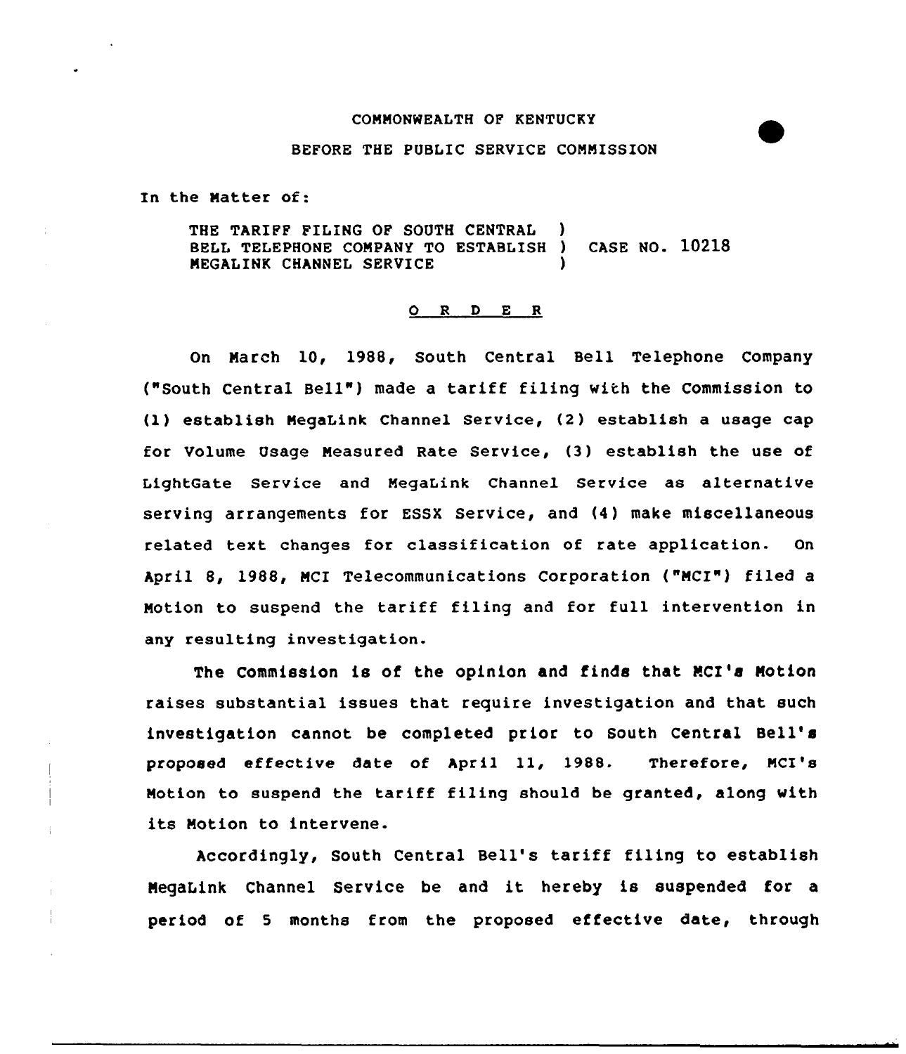COMMONWEALTH OF KENTUCKY

BEFORE THE PUBLIC SERVICE COMMISSION

In the Matter of:

THE TARIFF FILING OF SOUTH CENTRAL )
BELL TELEPHONE COMPANY TO ESTABLISH ) CASE NO. 10218
MEGALINK CHANNEL SERVICE )

## O R D E R

On March 10, 1988, South Central Bell Telephone Company ("South Central Bell") made a tariff filing with the Commission to (1) establish MegaLink Channel Service, (2) establish a usage cap for Volume Usage Measured Rate Service, (3) establish the use of LightGate Service and MegaLink Channel Service as alternative serving arrangements for ESSX Service, and (4) make miscellaneous related text changes for classification of rate application. On April 8, 1988, MCI Telecommunications Corporation ("MCI") filed a Motion to suspend the tariff filing and for full intervention in any resulting investigation.

The Commission is of the opinion and finds that MCI's Motion raises substantial issues that require investigation and that such investigation cannot be completed prior to South Central Bell's proposed effective date of April 11, 1988. Therefore, MCI's Motion to suspend the tariff filing should be granted, along with its Motion to intervene.

Accordingly, South Central Bell's tariff filing to establish MegaLink Channel Service be and it hereby is suspended for a period of 5 months from the proposed effective date, through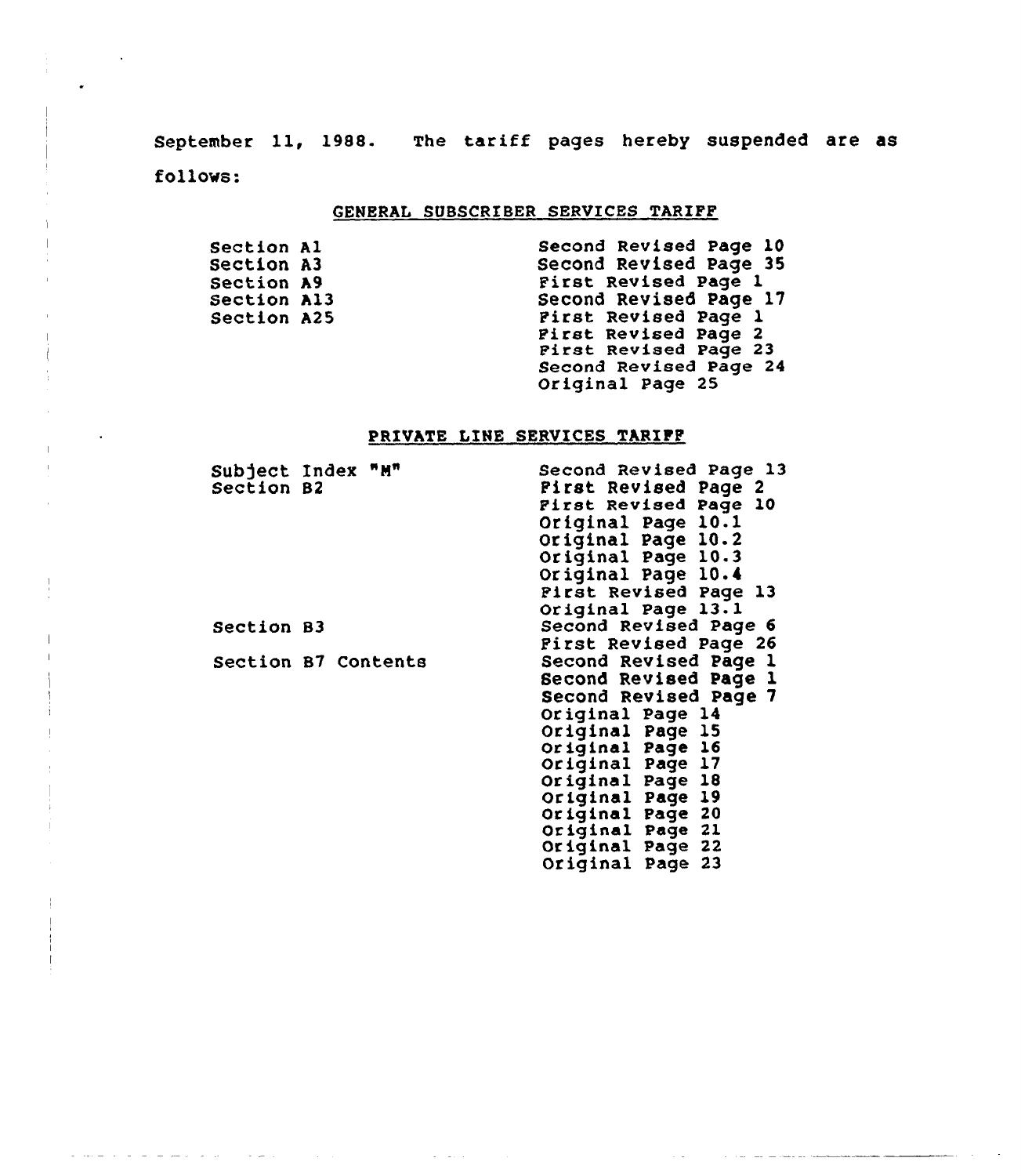September 11, 1988. The tariff pages hereby suspended are as follows:

GENERAL SUBSCRIBER SERVICES TARIFF

| | |
|---|---|
| Section A1 | Second Revised Page 10 |
| Section A3 | Second Revised Page 35 |
| Section A9 | First Revised Page 1 |
| Section A13 | Second Revised Page 17 |
| Section A25 | First Revised Page 1 |
| | First Revised Page 2 |
| | First Revised Page 23 |
| | Second Revised Page 24 |
| | Original Page 25 |

PRIVATE LINE SERVICES TARIFF

| | |
|---|---|
| Subject Index "M" | Second Revised Page 13 |
| Section B2 | First Revised Page 2 |
| | First Revised Page 10 |
| | Original Page 10.1 |
| | Original Page 10.2 |
| | Original Page 10.3 |
| | Original Page 10.4 |
| | First Revised Page 13 |
| | Original Page 13.1 |
| Section B3 | Second Revised Page 6 |
| | First Revised Page 26 |
| Section B7 Contents | Second Revised Page 1 |
| | Second Revised Page 1 |
| | Second Revised Page 7 |
| | Original Page 14 |
| | Original Page 15 |
| | Original Page 16 |
| | Original Page 17 |
| | Original Page 18 |
| | Original Page 19 |
| | Original Page 20 |
| | Original Page 21 |
| | Original Page 22 |
| | Original Page 23 |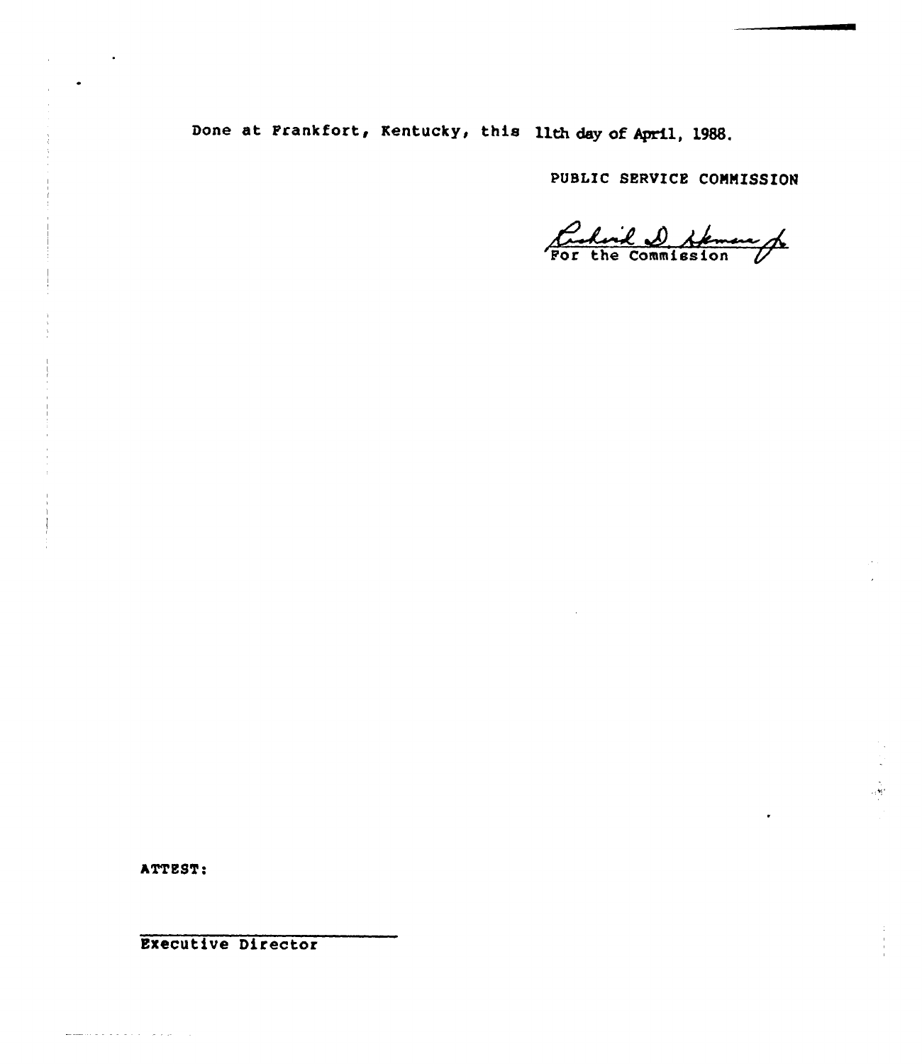Done at Frankfort, Kentucky, this 11th day of April, 1988.

PUBLIC SERVICE COMMISSION

For the Commission

ATTEST:

Executive Director